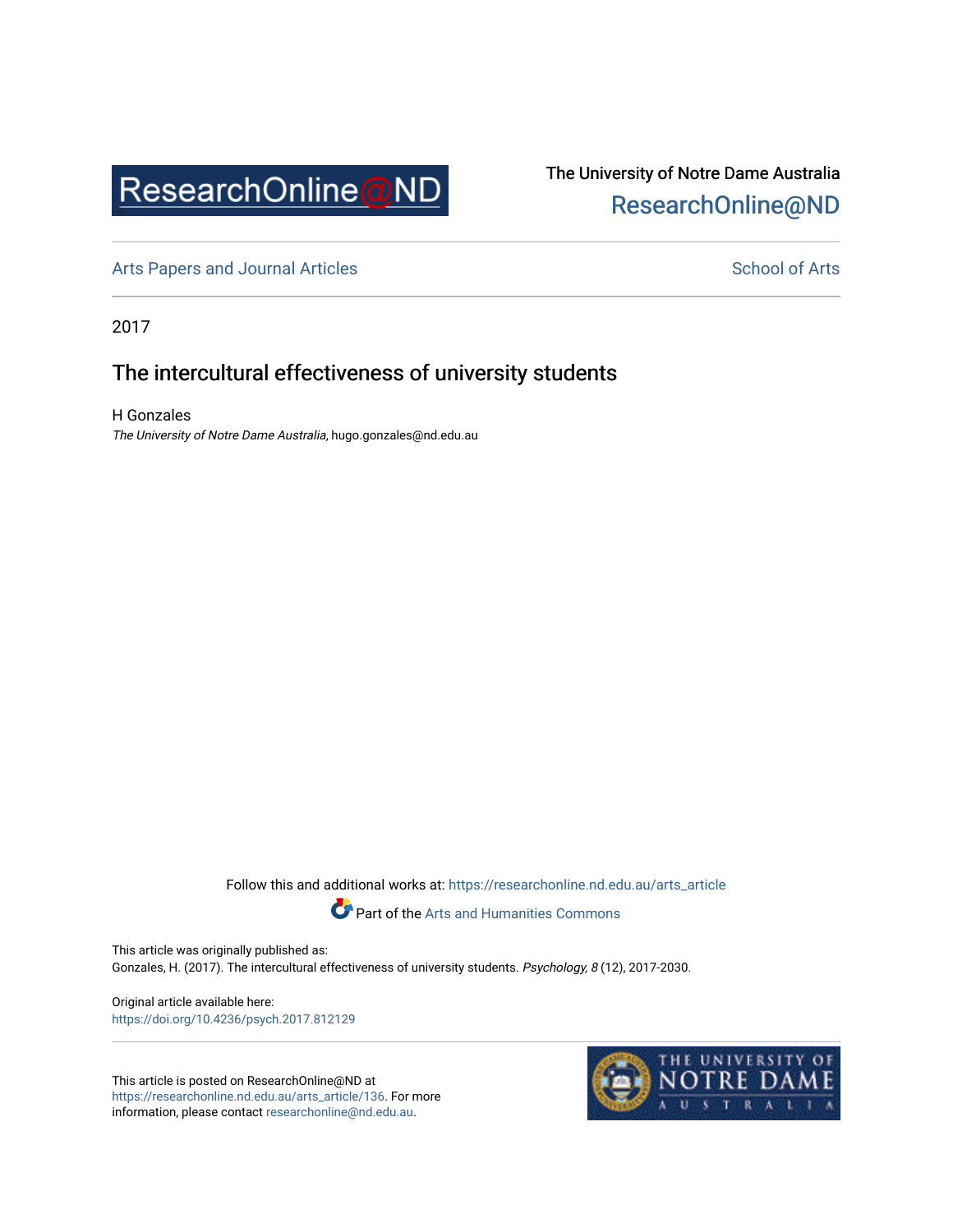ResearchOnline@ND

The University of Notre Dame Australia
ResearchOnline@ND

Arts Papers and Journal Articles | School of Arts

2017

# The intercultural effectiveness of university students

H Gonzales
*The University of Notre Dame Australia*, hugo.gonzales@nd.edu.au

Follow this and additional works at: https://researchonline.nd.edu.au/arts_article

Part of the Arts and Humanities Commons

This article was originally published as:
Gonzales, H. (2017). The intercultural effectiveness of university students. *Psychology, 8* (12), 2017-2030.

Original article available here:
https://doi.org/10.4236/psych.2017.812129

This article is posted on ResearchOnline@ND at
https://researchonline.nd.edu.au/arts_article/136. For more
information, please contact researchonline@nd.edu.au.

THE UNIVERSITY OF NOTRE DAME AUSTRALIA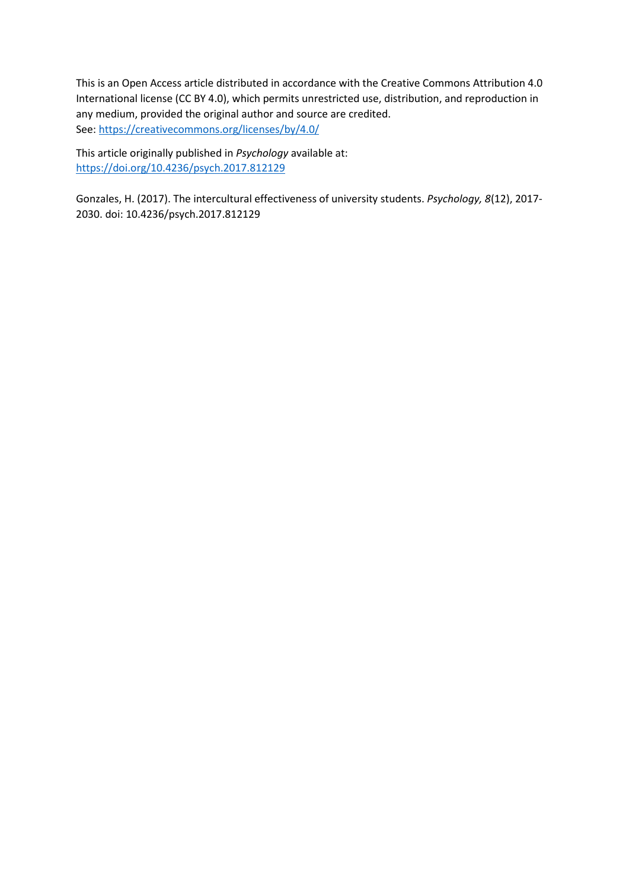This is an Open Access article distributed in accordance with the Creative Commons Attribution 4.0 International license (CC BY 4.0), which permits unrestricted use, distribution, and reproduction in any medium, provided the original author and source are credited.
See: https://creativecommons.org/licenses/by/4.0/

This article originally published in *Psychology* available at:
https://doi.org/10.4236/psych.2017.812129

Gonzales, H. (2017). The intercultural effectiveness of university students. *Psychology, 8*(12), 2017-2030. doi: 10.4236/psych.2017.812129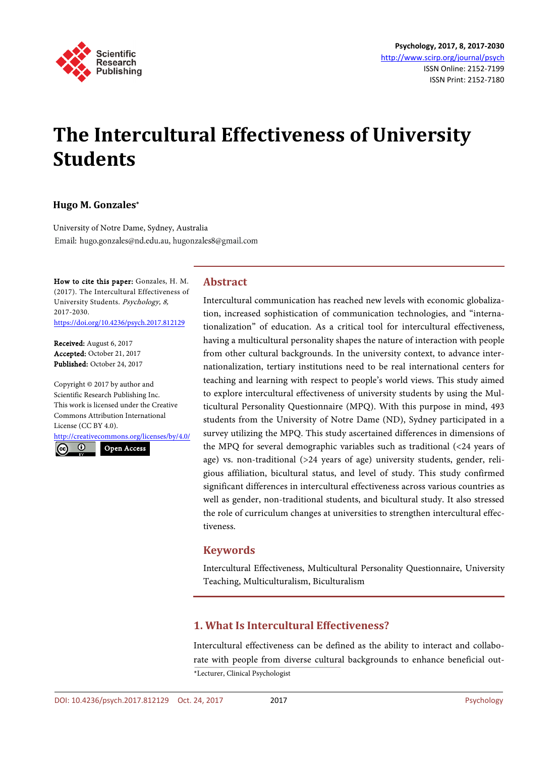# The Intercultural Effectiveness of University Students

**Hugo M. Gonzales***

University of Notre Dame, Sydney, Australia
Email: hugo.gonzales@nd.edu.au, hugonzales8@gmail.com

**How to cite this paper:** Gonzales, H. M. (2017). The Intercultural Effectiveness of University Students. *Psychology, 8,* 2017-2030.
https://doi.org/10.4236/psych.2017.812129

**Received:** August 6, 2017
**Accepted:** October 21, 2017
**Published:** October 24, 2017

Copyright © 2017 by author and Scientific Research Publishing Inc.
This work is licensed under the Creative Commons Attribution International License (CC BY 4.0).
http://creativecommons.org/licenses/by/4.0/
Open Access

## Abstract

Intercultural communication has reached new levels with economic globalization, increased sophistication of communication technologies, and "internationalization" of education. As a critical tool for intercultural effectiveness, having a multicultural personality shapes the nature of interaction with people from other cultural backgrounds. In the university context, to advance internationalization, tertiary institutions need to be real international centers for teaching and learning with respect to people's world views. This study aimed to explore intercultural effectiveness of university students by using the Multicultural Personality Questionnaire (MPQ). With this purpose in mind, 493 students from the University of Notre Dame (ND), Sydney participated in a survey utilizing the MPQ. This study ascertained differences in dimensions of the MPQ for several demographic variables such as traditional (<24 years of age) vs. non-traditional (>24 years of age) university students, gender, religious affiliation, bicultural status, and level of study. This study confirmed significant differences in intercultural effectiveness across various countries as well as gender, non-traditional students, and bicultural study. It also stressed the role of curriculum changes at universities to strengthen intercultural effectiveness.

## Keywords

Intercultural Effectiveness, Multicultural Personality Questionnaire, University Teaching, Multiculturalism, Biculturalism

## 1. What Is Intercultural Effectiveness?

Intercultural effectiveness can be defined as the ability to interact and collaborate with people from diverse cultural backgrounds to enhance beneficial out-

*Lecturer, Clinical Psychologist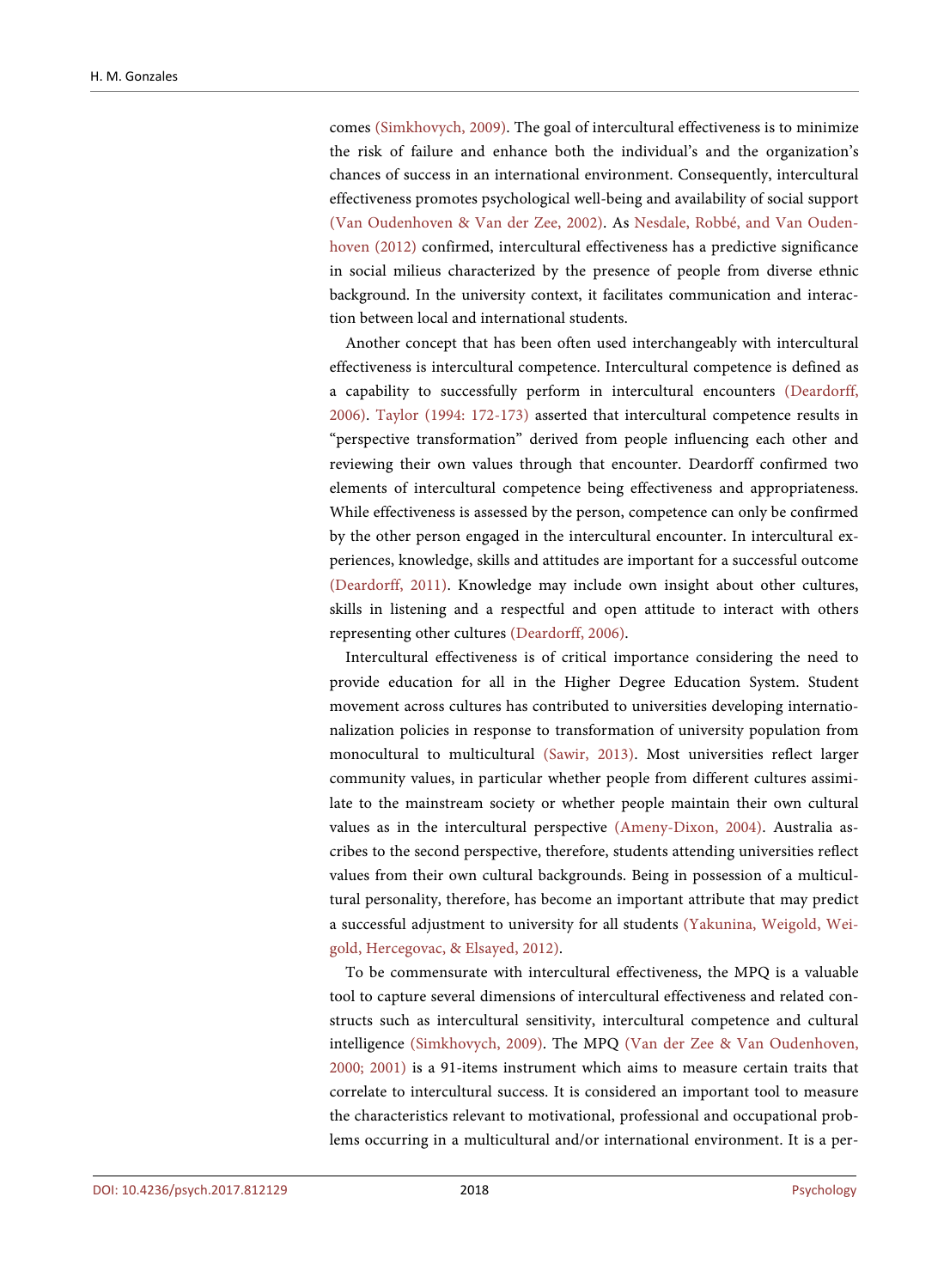comes (Simkhovych, 2009). The goal of intercultural effectiveness is to minimize the risk of failure and enhance both the individual's and the organization's chances of success in an international environment. Consequently, intercultural effectiveness promotes psychological well-being and availability of social support (Van Oudenhoven & Van der Zee, 2002). As Nesdale, Robbé, and Van Oudenhoven (2012) confirmed, intercultural effectiveness has a predictive significance in social milieus characterized by the presence of people from diverse ethnic background. In the university context, it facilitates communication and interaction between local and international students.

Another concept that has been often used interchangeably with intercultural effectiveness is intercultural competence. Intercultural competence is defined as a capability to successfully perform in intercultural encounters (Deardorff, 2006). Taylor (1994: 172-173) asserted that intercultural competence results in "perspective transformation" derived from people influencing each other and reviewing their own values through that encounter. Deardorff confirmed two elements of intercultural competence being effectiveness and appropriateness. While effectiveness is assessed by the person, competence can only be confirmed by the other person engaged in the intercultural encounter. In intercultural experiences, knowledge, skills and attitudes are important for a successful outcome (Deardorff, 2011). Knowledge may include own insight about other cultures, skills in listening and a respectful and open attitude to interact with others representing other cultures (Deardorff, 2006).

Intercultural effectiveness is of critical importance considering the need to provide education for all in the Higher Degree Education System. Student movement across cultures has contributed to universities developing internationalization policies in response to transformation of university population from monocultural to multicultural (Sawir, 2013). Most universities reflect larger community values, in particular whether people from different cultures assimilate to the mainstream society or whether people maintain their own cultural values as in the intercultural perspective (Ameny-Dixon, 2004). Australia ascribes to the second perspective, therefore, students attending universities reflect values from their own cultural backgrounds. Being in possession of a multicultural personality, therefore, has become an important attribute that may predict a successful adjustment to university for all students (Yakunina, Weigold, Weigold, Hercegovac, & Elsayed, 2012).

To be commensurate with intercultural effectiveness, the MPQ is a valuable tool to capture several dimensions of intercultural effectiveness and related constructs such as intercultural sensitivity, intercultural competence and cultural intelligence (Simkhovych, 2009). The MPQ (Van der Zee & Van Oudenhoven, 2000; 2001) is a 91-items instrument which aims to measure certain traits that correlate to intercultural success. It is considered an important tool to measure the characteristics relevant to motivational, professional and occupational problems occurring in a multicultural and/or international environment. It is a per-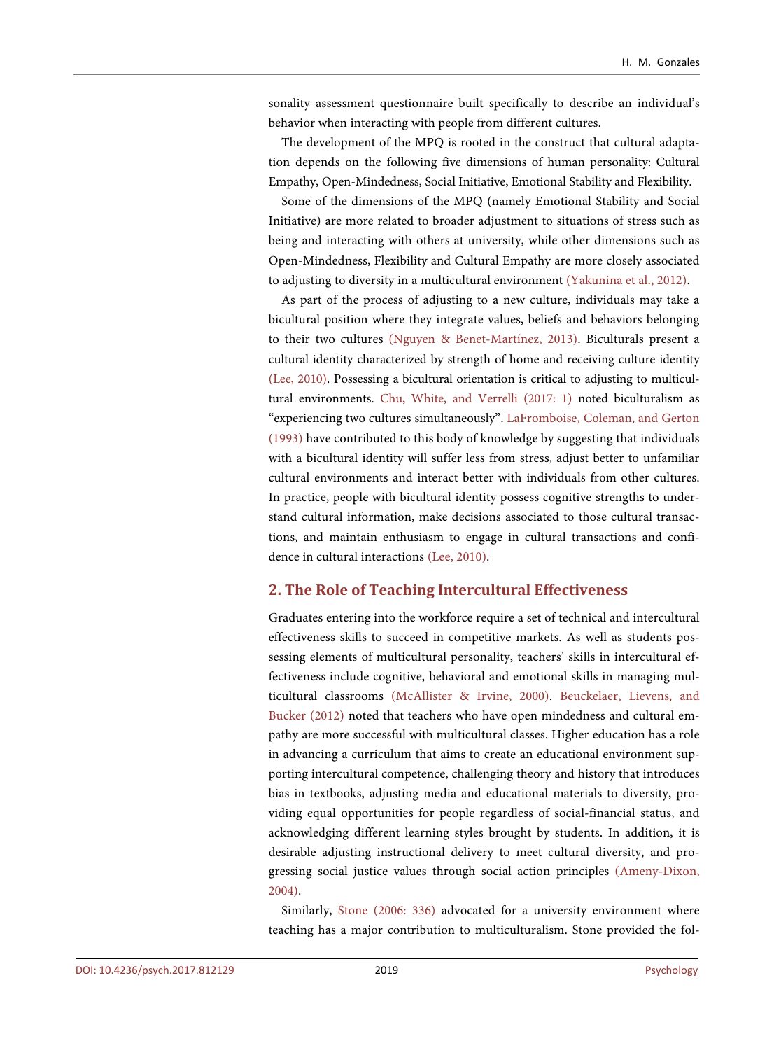sonality assessment questionnaire built specifically to describe an individual's behavior when interacting with people from different cultures.

The development of the MPQ is rooted in the construct that cultural adaptation depends on the following five dimensions of human personality: Cultural Empathy, Open-Mindedness, Social Initiative, Emotional Stability and Flexibility.

Some of the dimensions of the MPQ (namely Emotional Stability and Social Initiative) are more related to broader adjustment to situations of stress such as being and interacting with others at university, while other dimensions such as Open-Mindedness, Flexibility and Cultural Empathy are more closely associated to adjusting to diversity in a multicultural environment (Yakunina et al., 2012).

As part of the process of adjusting to a new culture, individuals may take a bicultural position where they integrate values, beliefs and behaviors belonging to their two cultures (Nguyen & Benet-Martínez, 2013). Biculturals present a cultural identity characterized by strength of home and receiving culture identity (Lee, 2010). Possessing a bicultural orientation is critical to adjusting to multicultural environments. Chu, White, and Verrelli (2017: 1) noted biculturalism as "experiencing two cultures simultaneously". LaFromboise, Coleman, and Gerton (1993) have contributed to this body of knowledge by suggesting that individuals with a bicultural identity will suffer less from stress, adjust better to unfamiliar cultural environments and interact better with individuals from other cultures. In practice, people with bicultural identity possess cognitive strengths to understand cultural information, make decisions associated to those cultural transactions, and maintain enthusiasm to engage in cultural transactions and confidence in cultural interactions (Lee, 2010).

## 2. The Role of Teaching Intercultural Effectiveness

Graduates entering into the workforce require a set of technical and intercultural effectiveness skills to succeed in competitive markets. As well as students possessing elements of multicultural personality, teachers' skills in intercultural effectiveness include cognitive, behavioral and emotional skills in managing multicultural classrooms (McAllister & Irvine, 2000). Beuckelaer, Lievens, and Bucker (2012) noted that teachers who have open mindedness and cultural empathy are more successful with multicultural classes. Higher education has a role in advancing a curriculum that aims to create an educational environment supporting intercultural competence, challenging theory and history that introduces bias in textbooks, adjusting media and educational materials to diversity, providing equal opportunities for people regardless of social-financial status, and acknowledging different learning styles brought by students. In addition, it is desirable adjusting instructional delivery to meet cultural diversity, and progressing social justice values through social action principles (Ameny-Dixon, 2004).

Similarly, Stone (2006: 336) advocated for a university environment where teaching has a major contribution to multiculturalism. Stone provided the fol-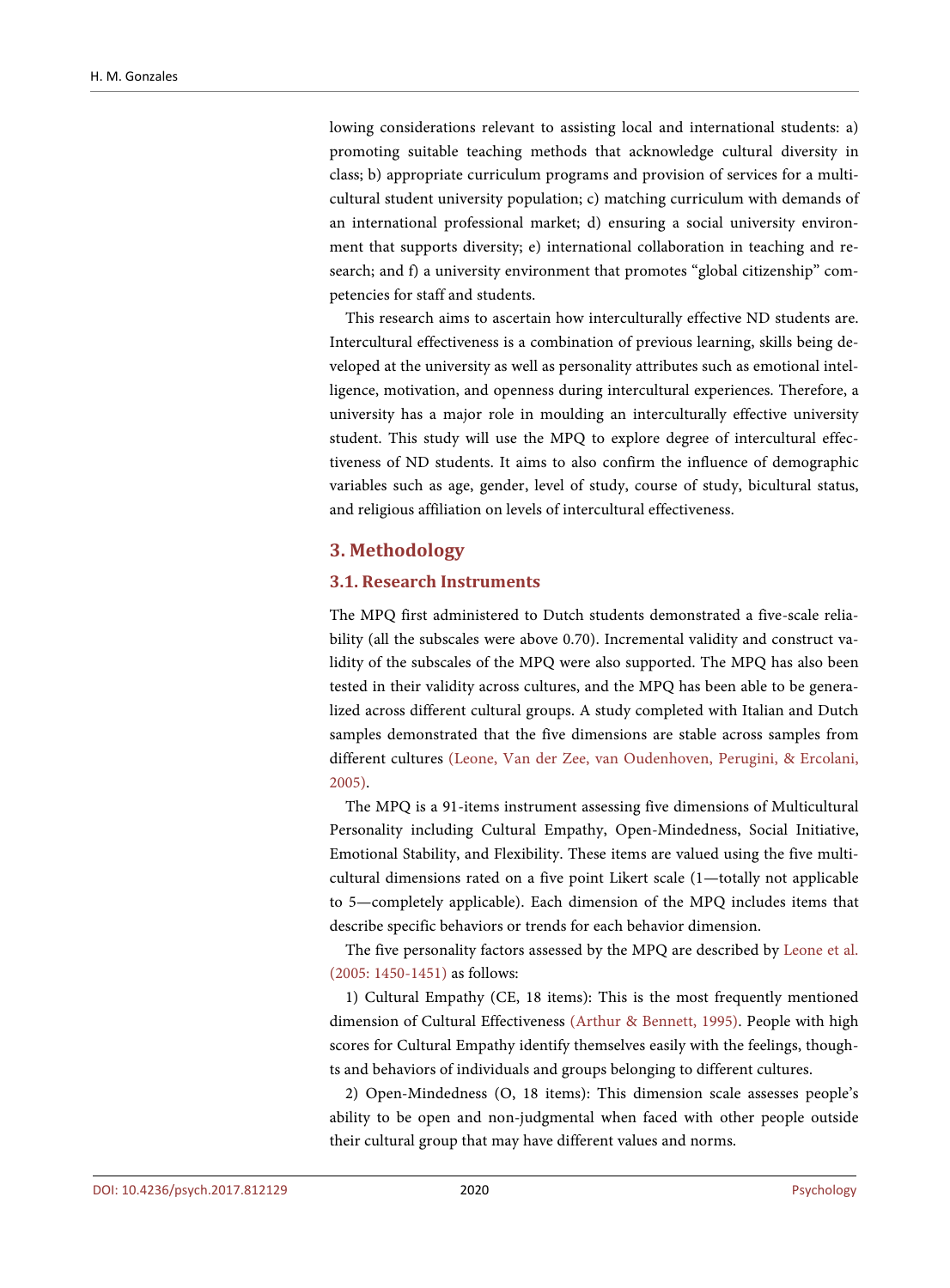lowing considerations relevant to assisting local and international students: a) promoting suitable teaching methods that acknowledge cultural diversity in class; b) appropriate curriculum programs and provision of services for a multicultural student university population; c) matching curriculum with demands of an international professional market; d) ensuring a social university environment that supports diversity; e) international collaboration in teaching and research; and f) a university environment that promotes "global citizenship" competencies for staff and students.

This research aims to ascertain how interculturally effective ND students are. Intercultural effectiveness is a combination of previous learning, skills being developed at the university as well as personality attributes such as emotional intelligence, motivation, and openness during intercultural experiences. Therefore, a university has a major role in moulding an interculturally effective university student. This study will use the MPQ to explore degree of intercultural effectiveness of ND students. It aims to also confirm the influence of demographic variables such as age, gender, level of study, course of study, bicultural status, and religious affiliation on levels of intercultural effectiveness.

## 3. Methodology

### 3.1. Research Instruments

The MPQ first administered to Dutch students demonstrated a five-scale reliability (all the subscales were above 0.70). Incremental validity and construct validity of the subscales of the MPQ were also supported. The MPQ has also been tested in their validity across cultures, and the MPQ has been able to be generalized across different cultural groups. A study completed with Italian and Dutch samples demonstrated that the five dimensions are stable across samples from different cultures (Leone, Van der Zee, van Oudenhoven, Perugini, & Ercolani, 2005).

The MPQ is a 91-items instrument assessing five dimensions of Multicultural Personality including Cultural Empathy, Open-Mindedness, Social Initiative, Emotional Stability, and Flexibility. These items are valued using the five multicultural dimensions rated on a five point Likert scale (1—totally not applicable to 5—completely applicable). Each dimension of the MPQ includes items that describe specific behaviors or trends for each behavior dimension.

The five personality factors assessed by the MPQ are described by Leone et al. (2005: 1450-1451) as follows:

1) Cultural Empathy (CE, 18 items): This is the most frequently mentioned dimension of Cultural Effectiveness (Arthur & Bennett, 1995). People with high scores for Cultural Empathy identify themselves easily with the feelings, thoughts and behaviors of individuals and groups belonging to different cultures.

2) Open-Mindedness (O, 18 items): This dimension scale assesses people's ability to be open and non-judgmental when faced with other people outside their cultural group that may have different values and norms.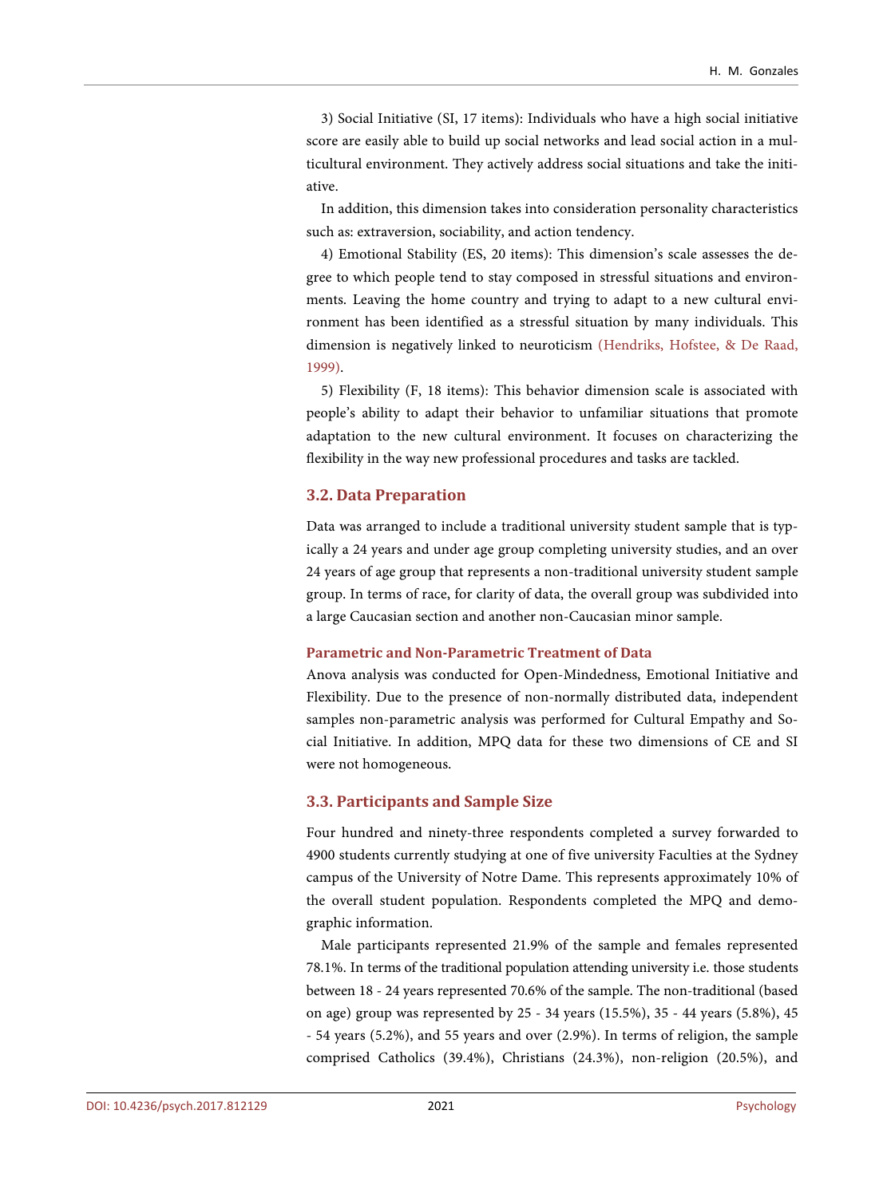3) Social Initiative (SI, 17 items): Individuals who have a high social initiative score are easily able to build up social networks and lead social action in a multicultural environment. They actively address social situations and take the initiative.

In addition, this dimension takes into consideration personality characteristics such as: extraversion, sociability, and action tendency.

4) Emotional Stability (ES, 20 items): This dimension's scale assesses the degree to which people tend to stay composed in stressful situations and environments. Leaving the home country and trying to adapt to a new cultural environment has been identified as a stressful situation by many individuals. This dimension is negatively linked to neuroticism (Hendriks, Hofstee, & De Raad, 1999).

5) Flexibility (F, 18 items): This behavior dimension scale is associated with people's ability to adapt their behavior to unfamiliar situations that promote adaptation to the new cultural environment. It focuses on characterizing the flexibility in the way new professional procedures and tasks are tackled.

## 3.2. Data Preparation

Data was arranged to include a traditional university student sample that is typically a 24 years and under age group completing university studies, and an over 24 years of age group that represents a non-traditional university student sample group. In terms of race, for clarity of data, the overall group was subdivided into a large Caucasian section and another non-Caucasian minor sample.

### Parametric and Non-Parametric Treatment of Data

Anova analysis was conducted for Open-Mindedness, Emotional Initiative and Flexibility. Due to the presence of non-normally distributed data, independent samples non-parametric analysis was performed for Cultural Empathy and Social Initiative. In addition, MPQ data for these two dimensions of CE and SI were not homogeneous.

## 3.3. Participants and Sample Size

Four hundred and ninety-three respondents completed a survey forwarded to 4900 students currently studying at one of five university Faculties at the Sydney campus of the University of Notre Dame. This represents approximately 10% of the overall student population. Respondents completed the MPQ and demographic information.

Male participants represented 21.9% of the sample and females represented 78.1%. In terms of the traditional population attending university i.e. those students between 18 - 24 years represented 70.6% of the sample. The non-traditional (based on age) group was represented by 25 - 34 years (15.5%), 35 - 44 years (5.8%), 45 - 54 years (5.2%), and 55 years and over (2.9%). In terms of religion, the sample comprised Catholics (39.4%), Christians (24.3%), non-religion (20.5%), and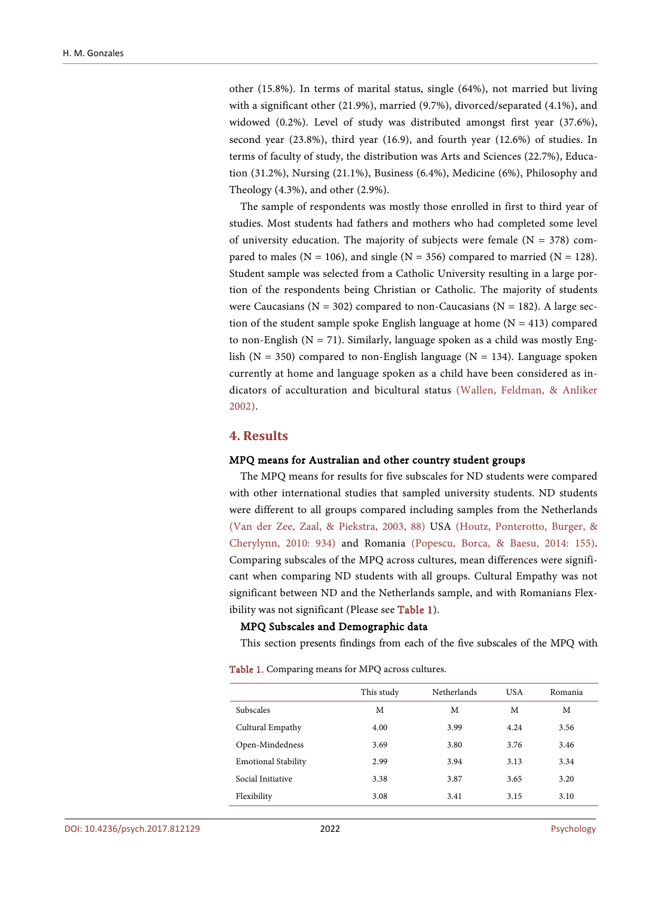other (15.8%). In terms of marital status, single (64%), not married but living with a significant other (21.9%), married (9.7%), divorced/separated (4.1%), and widowed (0.2%). Level of study was distributed amongst first year (37.6%), second year (23.8%), third year (16.9), and fourth year (12.6%) of studies. In terms of faculty of study, the distribution was Arts and Sciences (22.7%), Education (31.2%), Nursing (21.1%), Business (6.4%), Medicine (6%), Philosophy and Theology (4.3%), and other (2.9%).

The sample of respondents was mostly those enrolled in first to third year of studies. Most students had fathers and mothers who had completed some level of university education. The majority of subjects were female (N = 378) compared to males (N = 106), and single (N = 356) compared to married (N = 128). Student sample was selected from a Catholic University resulting in a large portion of the respondents being Christian or Catholic. The majority of students were Caucasians (N = 302) compared to non-Caucasians (N = 182). A large section of the student sample spoke English language at home (N = 413) compared to non-English (N = 71). Similarly, language spoken as a child was mostly English (N = 350) compared to non-English language (N = 134). Language spoken currently at home and language spoken as a child have been considered as indicators of acculturation and bicultural status (Wallen, Feldman, & Anliker 2002).

## 4. Results

### MPQ means for Australian and other country student groups

The MPQ means for results for five subscales for ND students were compared with other international studies that sampled university students. ND students were different to all groups compared including samples from the Netherlands (Van der Zee, Zaal, & Piekstra, 2003, 88) USA (Houtz, Ponterotto, Burger, & Cherylynn, 2010: 934) and Romania (Popescu, Borca, & Baesu, 2014: 155). Comparing subscales of the MPQ across cultures, mean differences were significant when comparing ND students with all groups. Cultural Empathy was not significant between ND and the Netherlands sample, and with Romanians Flexibility was not significant (Please see Table 1).

### MPQ Subscales and Demographic data

This section presents findings from each of the five subscales of the MPQ with

Table 1. Comparing means for MPQ across cultures.

| | This study | Netherlands | USA | Romania |
|---|---|---|---|---|
| Subscales | M | M | M | M |
| Cultural Empathy | 4.00 | 3.99 | 4.24 | 3.56 |
| Open-Mindedness | 3.69 | 3.80 | 3.76 | 3.46 |
| Emotional Stability | 2.99 | 3.94 | 3.13 | 3.34 |
| Social Initiative | 3.38 | 3.87 | 3.65 | 3.20 |
| Flexibility | 3.08 | 3.41 | 3.15 | 3.10 |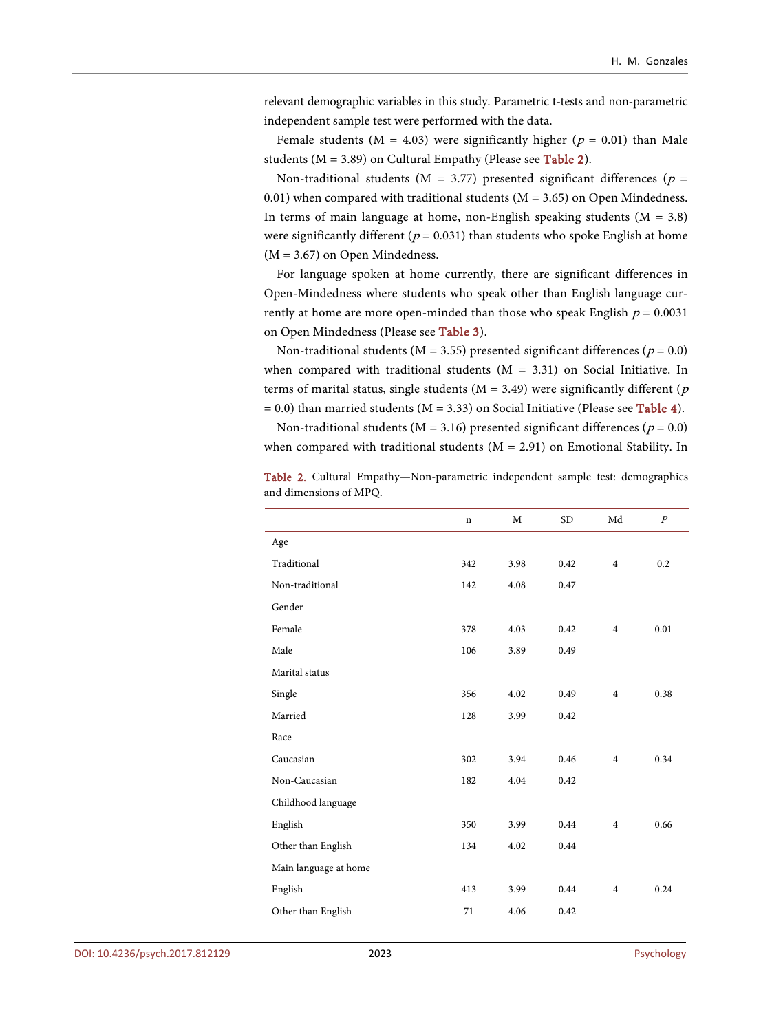relevant demographic variables in this study. Parametric t-tests and non-parametric independent sample test were performed with the data.

Female students (M = 4.03) were significantly higher ($p$ = 0.01) than Male students (M = 3.89) on Cultural Empathy (Please see Table 2).

Non-traditional students (M = 3.77) presented significant differences ($p$ = 0.01) when compared with traditional students (M = 3.65) on Open Mindedness. In terms of main language at home, non-English speaking students (M = 3.8) were significantly different ($p$ = 0.031) than students who spoke English at home (M = 3.67) on Open Mindedness.

For language spoken at home currently, there are significant differences in Open-Mindedness where students who speak other than English language currently at home are more open-minded than those who speak English $p$ = 0.0031 on Open Mindedness (Please see Table 3).

Non-traditional students (M = 3.55) presented significant differences ($p$ = 0.0) when compared with traditional students (M = 3.31) on Social Initiative. In terms of marital status, single students (M = 3.49) were significantly different ($p$ = 0.0) than married students (M = 3.33) on Social Initiative (Please see Table 4).

Non-traditional students (M = 3.16) presented significant differences ($p$ = 0.0) when compared with traditional students (M = 2.91) on Emotional Stability. In

Table 2. Cultural Empathy—Non-parametric independent sample test: demographics and dimensions of MPQ.

| | n | M | SD | Md | P |
|---|---|---|---|---|---|
| Age | | | | | |
| Traditional | 342 | 3.98 | 0.42 | 4 | 0.2 |
| Non-traditional | 142 | 4.08 | 0.47 | | |
| Gender | | | | | |
| Female | 378 | 4.03 | 0.42 | 4 | 0.01 |
| Male | 106 | 3.89 | 0.49 | | |
| Marital status | | | | | |
| Single | 356 | 4.02 | 0.49 | 4 | 0.38 |
| Married | 128 | 3.99 | 0.42 | | |
| Race | | | | | |
| Caucasian | 302 | 3.94 | 0.46 | 4 | 0.34 |
| Non-Caucasian | 182 | 4.04 | 0.42 | | |
| Childhood language | | | | | |
| English | 350 | 3.99 | 0.44 | 4 | 0.66 |
| Other than English | 134 | 4.02 | 0.44 | | |
| Main language at home | | | | | |
| English | 413 | 3.99 | 0.44 | 4 | 0.24 |
| Other than English | 71 | 4.06 | 0.42 | | |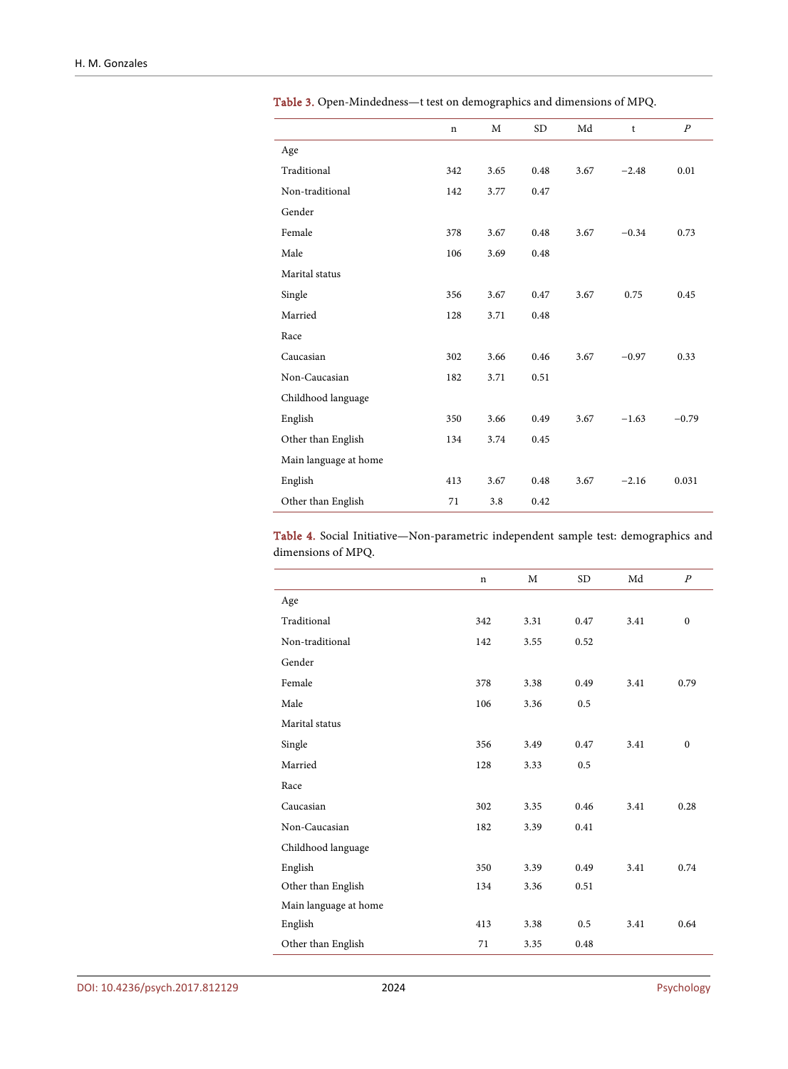**Table 3.** Open-Mindedness—t test on demographics and dimensions of MPQ.

| | n | M | SD | Md | t | *P* |
|---|---|---|---|---|---|---|
| Age | | | | | | |
| Traditional | 342 | 3.65 | 0.48 | 3.67 | −2.48 | 0.01 |
| Non-traditional | 142 | 3.77 | 0.47 | | | |
| Gender | | | | | | |
| Female | 378 | 3.67 | 0.48 | 3.67 | −0.34 | 0.73 |
| Male | 106 | 3.69 | 0.48 | | | |
| Marital status | | | | | | |
| Single | 356 | 3.67 | 0.47 | 3.67 | 0.75 | 0.45 |
| Married | 128 | 3.71 | 0.48 | | | |
| Race | | | | | | |
| Caucasian | 302 | 3.66 | 0.46 | 3.67 | −0.97 | 0.33 |
| Non-Caucasian | 182 | 3.71 | 0.51 | | | |
| Childhood language | | | | | | |
| English | 350 | 3.66 | 0.49 | 3.67 | −1.63 | −0.79 |
| Other than English | 134 | 3.74 | 0.45 | | | |
| Main language at home | | | | | | |
| English | 413 | 3.67 | 0.48 | 3.67 | −2.16 | 0.031 |
| Other than English | 71 | 3.8 | 0.42 | | | |

**Table 4.** Social Initiative—Non-parametric independent sample test: demographics and dimensions of MPQ.

| | n | M | SD | Md | *P* |
|---|---|---|---|---|---|
| Age | | | | | |
| Traditional | 342 | 3.31 | 0.47 | 3.41 | 0 |
| Non-traditional | 142 | 3.55 | 0.52 | | |
| Gender | | | | | |
| Female | 378 | 3.38 | 0.49 | 3.41 | 0.79 |
| Male | 106 | 3.36 | 0.5 | | |
| Marital status | | | | | |
| Single | 356 | 3.49 | 0.47 | 3.41 | 0 |
| Married | 128 | 3.33 | 0.5 | | |
| Race | | | | | |
| Caucasian | 302 | 3.35 | 0.46 | 3.41 | 0.28 |
| Non-Caucasian | 182 | 3.39 | 0.41 | | |
| Childhood language | | | | | |
| English | 350 | 3.39 | 0.49 | 3.41 | 0.74 |
| Other than English | 134 | 3.36 | 0.51 | | |
| Main language at home | | | | | |
| English | 413 | 3.38 | 0.5 | 3.41 | 0.64 |
| Other than English | 71 | 3.35 | 0.48 | | |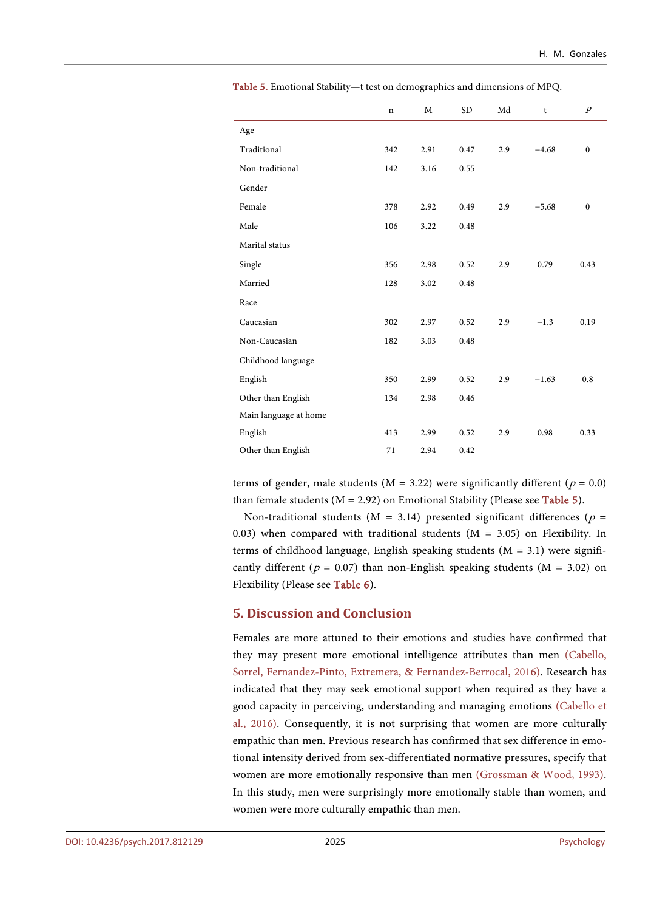Table 5. Emotional Stability—t test on demographics and dimensions of MPQ.

| | n | M | SD | Md | t | *P* |
|---|---|---|---|---|---|---|
| Age | | | | | | |
| Traditional | 342 | 2.91 | 0.47 | 2.9 | −4.68 | 0 |
| Non-traditional | 142 | 3.16 | 0.55 | | | |
| Gender | | | | | | |
| Female | 378 | 2.92 | 0.49 | 2.9 | −5.68 | 0 |
| Male | 106 | 3.22 | 0.48 | | | |
| Marital status | | | | | | |
| Single | 356 | 2.98 | 0.52 | 2.9 | 0.79 | 0.43 |
| Married | 128 | 3.02 | 0.48 | | | |
| Race | | | | | | |
| Caucasian | 302 | 2.97 | 0.52 | 2.9 | −1.3 | 0.19 |
| Non-Caucasian | 182 | 3.03 | 0.48 | | | |
| Childhood language | | | | | | |
| English | 350 | 2.99 | 0.52 | 2.9 | −1.63 | 0.8 |
| Other than English | 134 | 2.98 | 0.46 | | | |
| Main language at home | | | | | | |
| English | 413 | 2.99 | 0.52 | 2.9 | 0.98 | 0.33 |
| Other than English | 71 | 2.94 | 0.42 | | | |

terms of gender, male students (M = 3.22) were significantly different ($p = 0.0$) than female students (M = 2.92) on Emotional Stability (Please see Table 5).

Non-traditional students (M = 3.14) presented significant differences ($p = 0.03$) when compared with traditional students (M = 3.05) on Flexibility. In terms of childhood language, English speaking students (M = 3.1) were significantly different ($p = 0.07$) than non-English speaking students (M = 3.02) on Flexibility (Please see Table 6).

## 5. Discussion and Conclusion

Females are more attuned to their emotions and studies have confirmed that they may present more emotional intelligence attributes than men (Cabello, Sorrel, Fernandez-Pinto, Extremera, & Fernandez-Berrocal, 2016). Research has indicated that they may seek emotional support when required as they have a good capacity in perceiving, understanding and managing emotions (Cabello et al., 2016). Consequently, it is not surprising that women are more culturally empathic than men. Previous research has confirmed that sex difference in emotional intensity derived from sex-differentiated normative pressures, specify that women are more emotionally responsive than men (Grossman & Wood, 1993). In this study, men were surprisingly more emotionally stable than women, and women were more culturally empathic than men.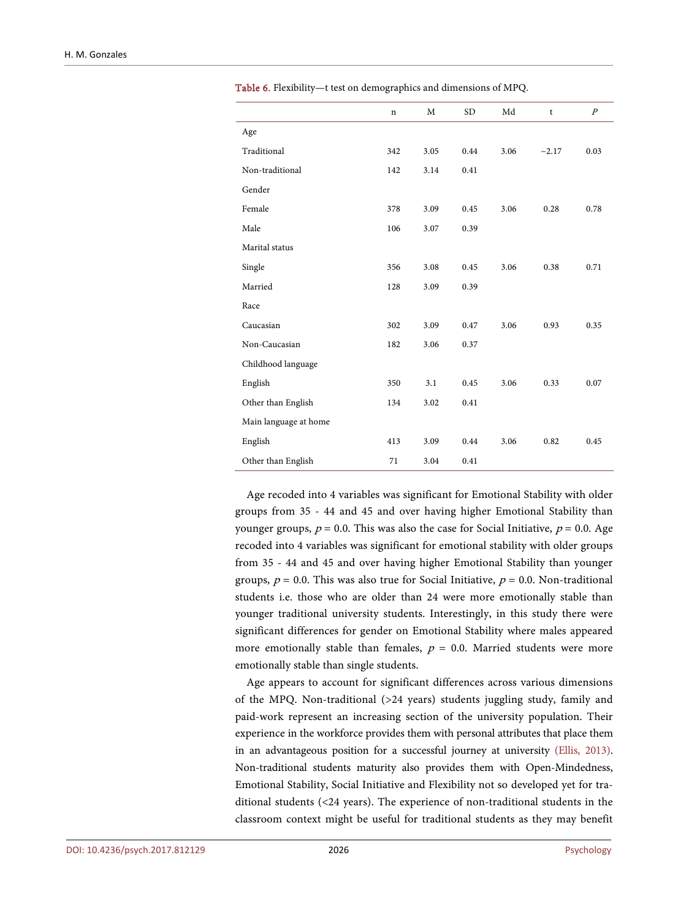**Table 6.** Flexibility—t test on demographics and dimensions of MPQ.

| | n | M | SD | Md | t | *P* |
|---|---|---|---|---|---|---|
| Age | | | | | | |
| Traditional | 342 | 3.05 | 0.44 | 3.06 | −2.17 | 0.03 |
| Non-traditional | 142 | 3.14 | 0.41 | | | |
| Gender | | | | | | |
| Female | 378 | 3.09 | 0.45 | 3.06 | 0.28 | 0.78 |
| Male | 106 | 3.07 | 0.39 | | | |
| Marital status | | | | | | |
| Single | 356 | 3.08 | 0.45 | 3.06 | 0.38 | 0.71 |
| Married | 128 | 3.09 | 0.39 | | | |
| Race | | | | | | |
| Caucasian | 302 | 3.09 | 0.47 | 3.06 | 0.93 | 0.35 |
| Non-Caucasian | 182 | 3.06 | 0.37 | | | |
| Childhood language | | | | | | |
| English | 350 | 3.1 | 0.45 | 3.06 | 0.33 | 0.07 |
| Other than English | 134 | 3.02 | 0.41 | | | |
| Main language at home | | | | | | |
| English | 413 | 3.09 | 0.44 | 3.06 | 0.82 | 0.45 |
| Other than English | 71 | 3.04 | 0.41 | | | |

Age recoded into 4 variables was significant for Emotional Stability with older groups from 35 - 44 and 45 and over having higher Emotional Stability than younger groups, $p = 0.0$. This was also the case for Social Initiative, $p = 0.0$. Age recoded into 4 variables was significant for emotional stability with older groups from 35 - 44 and 45 and over having higher Emotional Stability than younger groups, $p = 0.0$. This was also true for Social Initiative, $p = 0.0$. Non-traditional students i.e. those who are older than 24 were more emotionally stable than younger traditional university students. Interestingly, in this study there were significant differences for gender on Emotional Stability where males appeared more emotionally stable than females, $p = 0.0$. Married students were more emotionally stable than single students.

Age appears to account for significant differences across various dimensions of the MPQ. Non-traditional (>24 years) students juggling study, family and paid-work represent an increasing section of the university population. Their experience in the workforce provides them with personal attributes that place them in an advantageous position for a successful journey at university (Ellis, 2013). Non-traditional students maturity also provides them with Open-Mindedness, Emotional Stability, Social Initiative and Flexibility not so developed yet for traditional students (<24 years). The experience of non-traditional students in the classroom context might be useful for traditional students as they may benefit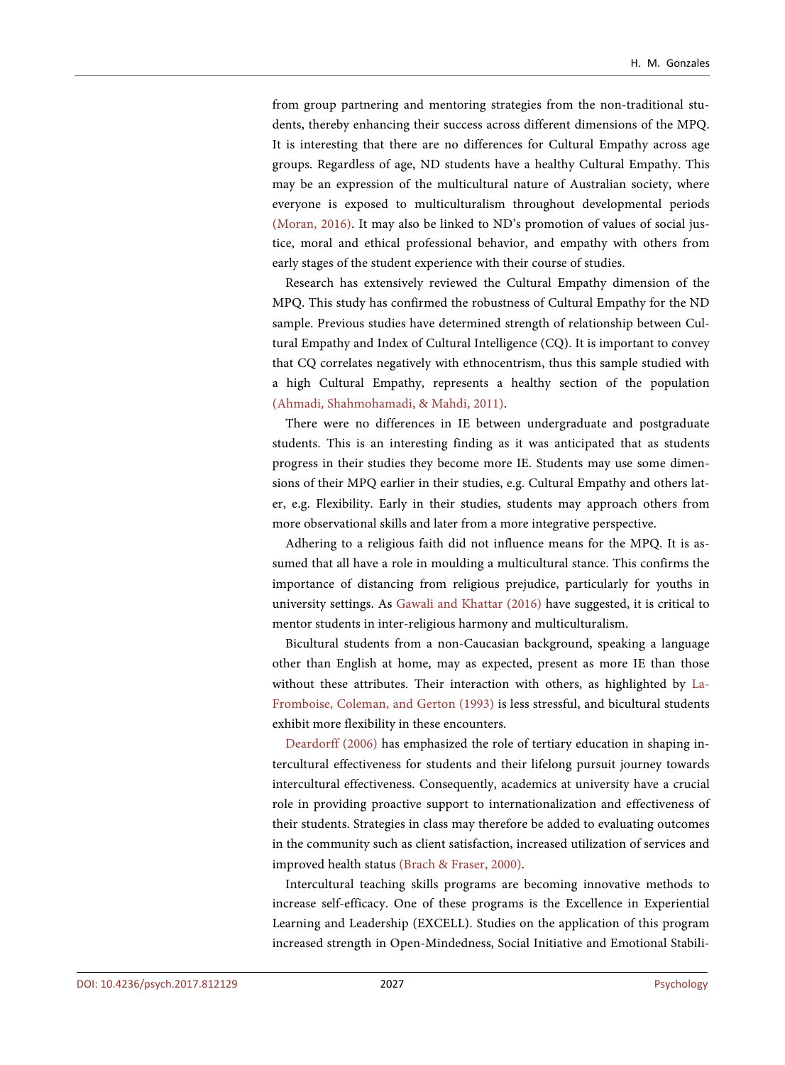from group partnering and mentoring strategies from the non-traditional students, thereby enhancing their success across different dimensions of the MPQ. It is interesting that there are no differences for Cultural Empathy across age groups. Regardless of age, ND students have a healthy Cultural Empathy. This may be an expression of the multicultural nature of Australian society, where everyone is exposed to multiculturalism throughout developmental periods (Moran, 2016). It may also be linked to ND's promotion of values of social justice, moral and ethical professional behavior, and empathy with others from early stages of the student experience with their course of studies.

Research has extensively reviewed the Cultural Empathy dimension of the MPQ. This study has confirmed the robustness of Cultural Empathy for the ND sample. Previous studies have determined strength of relationship between Cultural Empathy and Index of Cultural Intelligence (CQ). It is important to convey that CQ correlates negatively with ethnocentrism, thus this sample studied with a high Cultural Empathy, represents a healthy section of the population (Ahmadi, Shahmohamadi, & Mahdi, 2011).

There were no differences in IE between undergraduate and postgraduate students. This is an interesting finding as it was anticipated that as students progress in their studies they become more IE. Students may use some dimensions of their MPQ earlier in their studies, e.g. Cultural Empathy and others later, e.g. Flexibility. Early in their studies, students may approach others from more observational skills and later from a more integrative perspective.

Adhering to a religious faith did not influence means for the MPQ. It is assumed that all have a role in moulding a multicultural stance. This confirms the importance of distancing from religious prejudice, particularly for youths in university settings. As Gawali and Khattar (2016) have suggested, it is critical to mentor students in inter-religious harmony and multiculturalism.

Bicultural students from a non-Caucasian background, speaking a language other than English at home, may as expected, present as more IE than those without these attributes. Their interaction with others, as highlighted by LaFromboise, Coleman, and Gerton (1993) is less stressful, and bicultural students exhibit more flexibility in these encounters.

Deardorff (2006) has emphasized the role of tertiary education in shaping intercultural effectiveness for students and their lifelong pursuit journey towards intercultural effectiveness. Consequently, academics at university have a crucial role in providing proactive support to internationalization and effectiveness of their students. Strategies in class may therefore be added to evaluating outcomes in the community such as client satisfaction, increased utilization of services and improved health status (Brach & Fraser, 2000).

Intercultural teaching skills programs are becoming innovative methods to increase self-efficacy. One of these programs is the Excellence in Experiential Learning and Leadership (EXCELL). Studies on the application of this program increased strength in Open-Mindedness, Social Initiative and Emotional Stabili-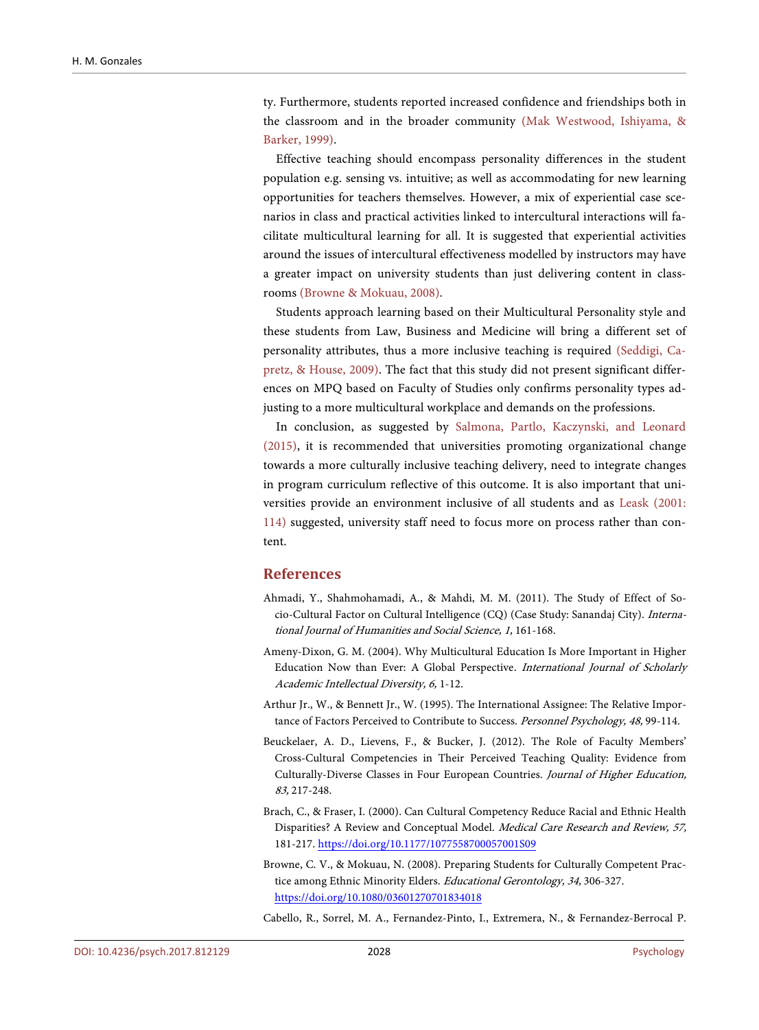ty. Furthermore, students reported increased confidence and friendships both in the classroom and in the broader community (Mak Westwood, Ishiyama, & Barker, 1999).

Effective teaching should encompass personality differences in the student population e.g. sensing vs. intuitive; as well as accommodating for new learning opportunities for teachers themselves. However, a mix of experiential case scenarios in class and practical activities linked to intercultural interactions will facilitate multicultural learning for all. It is suggested that experiential activities around the issues of intercultural effectiveness modelled by instructors may have a greater impact on university students than just delivering content in classrooms (Browne & Mokuau, 2008).

Students approach learning based on their Multicultural Personality style and these students from Law, Business and Medicine will bring a different set of personality attributes, thus a more inclusive teaching is required (Seddigi, Capretz, & House, 2009). The fact that this study did not present significant differences on MPQ based on Faculty of Studies only confirms personality types adjusting to a more multicultural workplace and demands on the professions.

In conclusion, as suggested by Salmona, Partlo, Kaczynski, and Leonard (2015), it is recommended that universities promoting organizational change towards a more culturally inclusive teaching delivery, need to integrate changes in program curriculum reflective of this outcome. It is also important that universities provide an environment inclusive of all students and as Leask (2001: 114) suggested, university staff need to focus more on process rather than content.

## References

Ahmadi, Y., Shahmohamadi, A., & Mahdi, M. M. (2011). The Study of Effect of Socio-Cultural Factor on Cultural Intelligence (CQ) (Case Study: Sanandaj City). *International Journal of Humanities and Social Science, 1,* 161-168.

Ameny-Dixon, G. M. (2004). Why Multicultural Education Is More Important in Higher Education Now than Ever: A Global Perspective. *International Journal of Scholarly Academic Intellectual Diversity, 6,* 1-12.

Arthur Jr., W., & Bennett Jr., W. (1995). The International Assignee: The Relative Importance of Factors Perceived to Contribute to Success. *Personnel Psychology, 48,* 99-114.

Beuckelaer, A. D., Lievens, F., & Bucker, J. (2012). The Role of Faculty Members' Cross-Cultural Competencies in Their Perceived Teaching Quality: Evidence from Culturally-Diverse Classes in Four European Countries. *Journal of Higher Education, 83,* 217-248.

Brach, C., & Fraser, I. (2000). Can Cultural Competency Reduce Racial and Ethnic Health Disparities? A Review and Conceptual Model. *Medical Care Research and Review, 57,* 181-217. https://doi.org/10.1177/1077558700057001S09

Browne, C. V., & Mokuau, N. (2008). Preparing Students for Culturally Competent Practice among Ethnic Minority Elders. *Educational Gerontology, 34,* 306-327. https://doi.org/10.1080/03601270701834018

Cabello, R., Sorrel, M. A., Fernandez-Pinto, I., Extremera, N., & Fernandez-Berrocal P.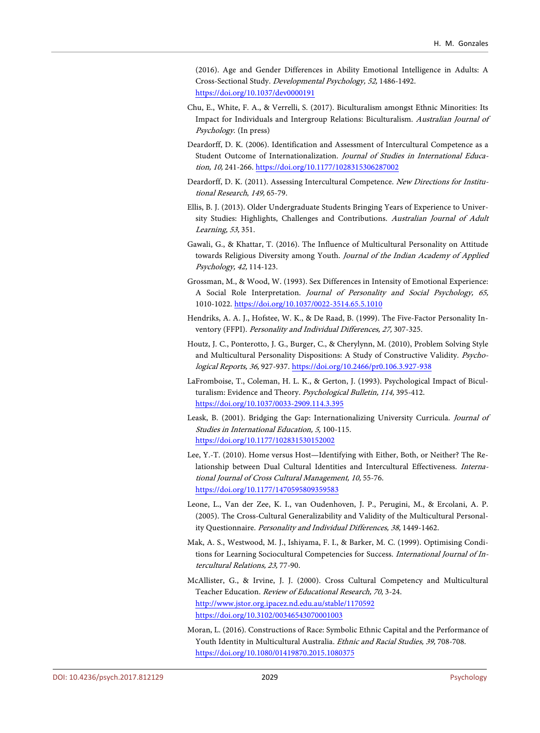(2016). Age and Gender Differences in Ability Emotional Intelligence in Adults: A Cross-Sectional Study. *Developmental Psychology, 52,* 1486-1492. https://doi.org/10.1037/dev0000191

Chu, E., White, F. A., & Verrelli, S. (2017). Biculturalism amongst Ethnic Minorities: Its Impact for Individuals and Intergroup Relations: Biculturalism. *Australian Journal of Psychology.* (In press)

Deardorff, D. K. (2006). Identification and Assessment of Intercultural Competence as a Student Outcome of Internationalization. *Journal of Studies in International Education, 10,* 241-266. https://doi.org/10.1177/1028315306287002

Deardorff, D. K. (2011). Assessing Intercultural Competence. *New Directions for Institutional Research, 149,* 65-79.

Ellis, B. J. (2013). Older Undergraduate Students Bringing Years of Experience to University Studies: Highlights, Challenges and Contributions. *Australian Journal of Adult Learning, 53,* 351.

Gawali, G., & Khattar, T. (2016). The Influence of Multicultural Personality on Attitude towards Religious Diversity among Youth. *Journal of the Indian Academy of Applied Psychology, 42,* 114-123.

Grossman, M., & Wood, W. (1993). Sex Differences in Intensity of Emotional Experience: A Social Role Interpretation. *Journal of Personality and Social Psychology, 65,* 1010-1022. https://doi.org/10.1037/0022-3514.65.5.1010

Hendriks, A. A. J., Hofstee, W. K., & De Raad, B. (1999). The Five-Factor Personality Inventory (FFPI). *Personality and Individual Differences, 27,* 307-325.

Houtz, J. C., Ponterotto, J. G., Burger, C., & Cherylynn, M. (2010), Problem Solving Style and Multicultural Personality Dispositions: A Study of Constructive Validity. *Psychological Reports, 36,* 927-937. https://doi.org/10.2466/pr0.106.3.927-938

LaFromboise, T., Coleman, H. L. K., & Gerton, J. (1993). Psychological Impact of Biculturalism: Evidence and Theory. *Psychological Bulletin, 114,* 395-412. https://doi.org/10.1037/0033-2909.114.3.395

Leask, B. (2001). Bridging the Gap: Internationalizing University Curricula. *Journal of Studies in International Education, 5,* 100-115. https://doi.org/10.1177/102831530152002

Lee, Y.-T. (2010). Home versus Host—Identifying with Either, Both, or Neither? The Relationship between Dual Cultural Identities and Intercultural Effectiveness. *International Journal of Cross Cultural Management, 10,* 55-76. https://doi.org/10.1177/1470595809359583

Leone, L., Van der Zee, K. I., van Oudenhoven, J. P., Perugini, M., & Ercolani, A. P. (2005). The Cross-Cultural Generalizability and Validity of the Multicultural Personality Questionnaire. *Personality and Individual Differences, 38,* 1449-1462.

Mak, A. S., Westwood, M. J., Ishiyama, F. I., & Barker, M. C. (1999). Optimising Conditions for Learning Sociocultural Competencies for Success. *International Journal of Intercultural Relations, 23,* 77-90.

McAllister, G., & Irvine, J. J. (2000). Cross Cultural Competency and Multicultural Teacher Education. *Review of Educational Research, 70,* 3-24. http://www.jstor.org.ipacez.nd.edu.au/stable/1170592 https://doi.org/10.3102/00346543070001003

Moran, L. (2016). Constructions of Race: Symbolic Ethnic Capital and the Performance of Youth Identity in Multicultural Australia. *Ethnic and Racial Studies, 39,* 708-708. https://doi.org/10.1080/01419870.2015.1080375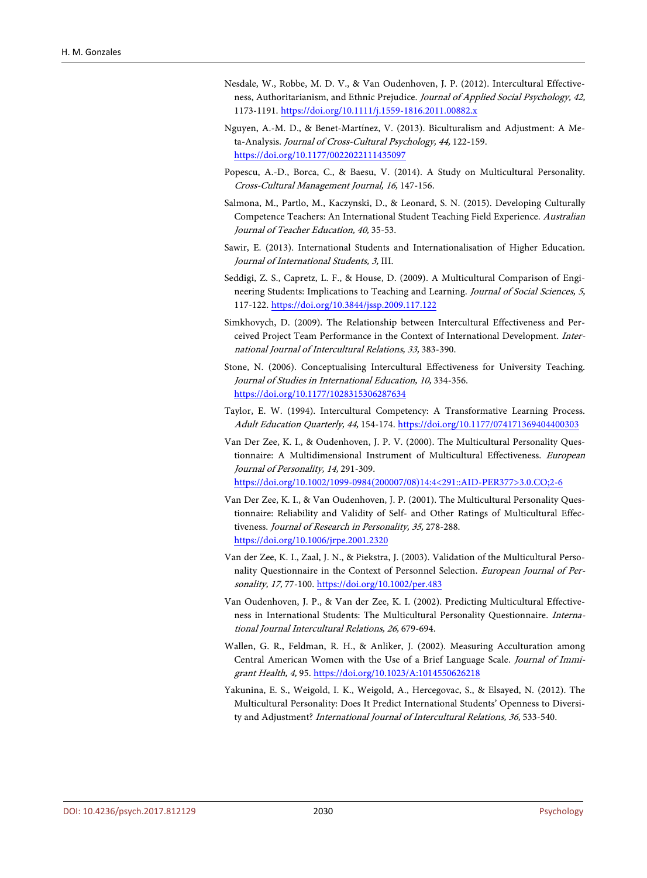Nesdale, W., Robbe, M. D. V., & Van Oudenhoven, J. P. (2012). Intercultural Effectiveness, Authoritarianism, and Ethnic Prejudice. *Journal of Applied Social Psychology, 42,* 1173-1191. https://doi.org/10.1111/j.1559-1816.2011.00882.x

Nguyen, A.-M. D., & Benet-Martínez, V. (2013). Biculturalism and Adjustment: A Meta-Analysis. *Journal of Cross-Cultural Psychology, 44,* 122-159. https://doi.org/10.1177/0022022111435097

Popescu, A.-D., Borca, C., & Baesu, V. (2014). A Study on Multicultural Personality. *Cross-Cultural Management Journal, 16,* 147-156.

Salmona, M., Partlo, M., Kaczynski, D., & Leonard, S. N. (2015). Developing Culturally Competence Teachers: An International Student Teaching Field Experience. *Australian Journal of Teacher Education, 40,* 35-53.

Sawir, E. (2013). International Students and Internationalisation of Higher Education. *Journal of International Students, 3,* III.

Seddigi, Z. S., Capretz, L. F., & House, D. (2009). A Multicultural Comparison of Engineering Students: Implications to Teaching and Learning. *Journal of Social Sciences, 5,* 117-122. https://doi.org/10.3844/jssp.2009.117.122

Simkhovych, D. (2009). The Relationship between Intercultural Effectiveness and Perceived Project Team Performance in the Context of International Development. *International Journal of Intercultural Relations, 33,* 383-390.

Stone, N. (2006). Conceptualising Intercultural Effectiveness for University Teaching. *Journal of Studies in International Education, 10,* 334-356. https://doi.org/10.1177/1028315306287634

Taylor, E. W. (1994). Intercultural Competency: A Transformative Learning Process. *Adult Education Quarterly, 44,* 154-174. https://doi.org/10.1177/074171369404400303

Van Der Zee, K. I., & Oudenhoven, J. P. V. (2000). The Multicultural Personality Questionnaire: A Multidimensional Instrument of Multicultural Effectiveness. *European Journal of Personality, 14,* 291-309. https://doi.org/10.1002/1099-0984(200007/08)14:4<291::AID-PER377>3.0.CO;2-6

Van Der Zee, K. I., & Van Oudenhoven, J. P. (2001). The Multicultural Personality Questionnaire: Reliability and Validity of Self- and Other Ratings of Multicultural Effectiveness. *Journal of Research in Personality, 35,* 278-288. https://doi.org/10.1006/jrpe.2001.2320

Van der Zee, K. I., Zaal, J. N., & Piekstra, J. (2003). Validation of the Multicultural Personality Questionnaire in the Context of Personnel Selection. *European Journal of Personality, 17,* 77-100. https://doi.org/10.1002/per.483

Van Oudenhoven, J. P., & Van der Zee, K. I. (2002). Predicting Multicultural Effectiveness in International Students: The Multicultural Personality Questionnaire. *International Journal Intercultural Relations, 26,* 679-694.

Wallen, G. R., Feldman, R. H., & Anliker, J. (2002). Measuring Acculturation among Central American Women with the Use of a Brief Language Scale. *Journal of Immigrant Health, 4,* 95. https://doi.org/10.1023/A:1014550626218

Yakunina, E. S., Weigold, I. K., Weigold, A., Hercegovac, S., & Elsayed, N. (2012). The Multicultural Personality: Does It Predict International Students' Openness to Diversity and Adjustment? *International Journal of Intercultural Relations, 36,* 533-540.